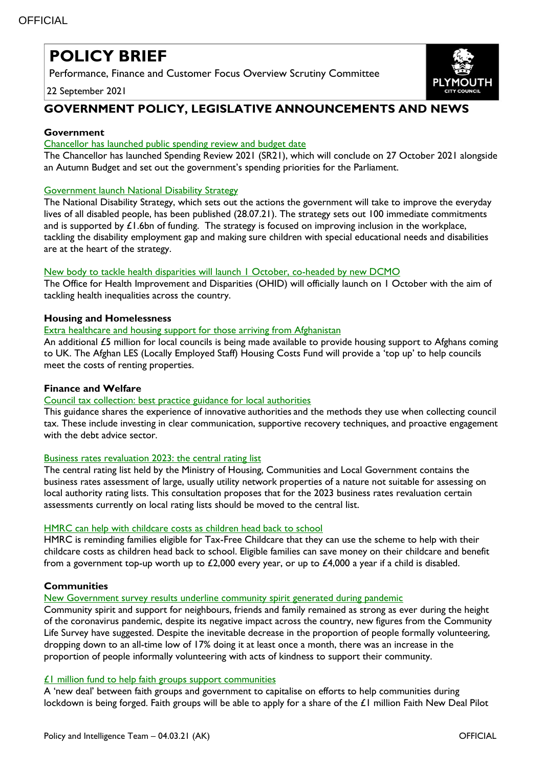# POLICY BRIEF

Performance, Finance and Customer Focus Overview Scrutiny Committee

22 September 2021

## GOVERNMENT POLICY, LEGISLATIVE ANNOUNCEMENTS AND NEWS

### Government

Chancellor has launched public spending review and budget date

The Chancellor has launched Spending Review 2021 (SR21), which will conclude on 27 October 2021 alongside an Autumn Budget and set out the government's spending priorities for the Parliament.

Government launch National Disability Strategy

The National Disability Strategy, which sets out the actions the government will take to improve the everyday lives of all disabled people, has been published (28.07.21). The strategy sets out 100 immediate commitments and is supported by £1.6bn of funding. The strategy is focused on improving inclusion in the workplace, tackling the disability employment gap and making sure children with special educational needs and disabilities are at the heart of the strategy.

New body to tackle health disparities will launch 1 October, co-headed by new DCMO

The Office for Health Improvement and Disparities (OHID) will officially launch on 1 October with the aim of tackling health inequalities across the country.

### Housing and Homelessness

Extra healthcare and housing support for those arriving from Afghanistan

An additional £5 million for local councils is being made available to provide housing support to Afghans coming to UK. The Afghan LES (Locally Employed Staff) Housing Costs Fund will provide a 'top up' to help councils meet the costs of renting properties.

### Finance and Welfare

Council tax collection: best practice guidance for local authorities

This guidance shares the experience of innovative authorities and the methods they use when collecting council tax. These include investing in clear communication, supportive recovery techniques, and proactive engagement with the debt advice sector.

Business rates revaluation 2023: the central rating list

The central rating list held by the Ministry of Housing, Communities and Local Government contains the business rates assessment of large, usually utility network properties of a nature not suitable for assessing on local authority rating lists. This consultation proposes that for the 2023 business rates revaluation certain assessments currently on local rating lists should be moved to the central list.

HMRC can help with childcare costs as children head back to school

HMRC is reminding families eligible for Tax-Free Childcare that they can use the scheme to help with their childcare costs as children head back to school. Eligible families can save money on their childcare and benefit from a government top-up worth up to £2,000 every year, or up to £4,000 a year if a child is disabled.

### Communities

New Government survey results underline community spirit generated during pandemic

Community spirit and support for neighbours, friends and family remained as strong as ever during the height of the coronavirus pandemic, despite its negative impact across the country, new figures from the Community Life Survey have suggested. Despite the inevitable decrease in the proportion of people formally volunteering, dropping down to an all-time low of 17% doing it at least once a month, there was an increase in the proportion of people informally volunteering with acts of kindness to support their community.

£1 million fund to help faith groups support communities

A 'new deal' between faith groups and government to capitalise on efforts to help communities during lockdown is being forged. Faith groups will be able to apply for a share of the £1 million Faith New Deal Pilot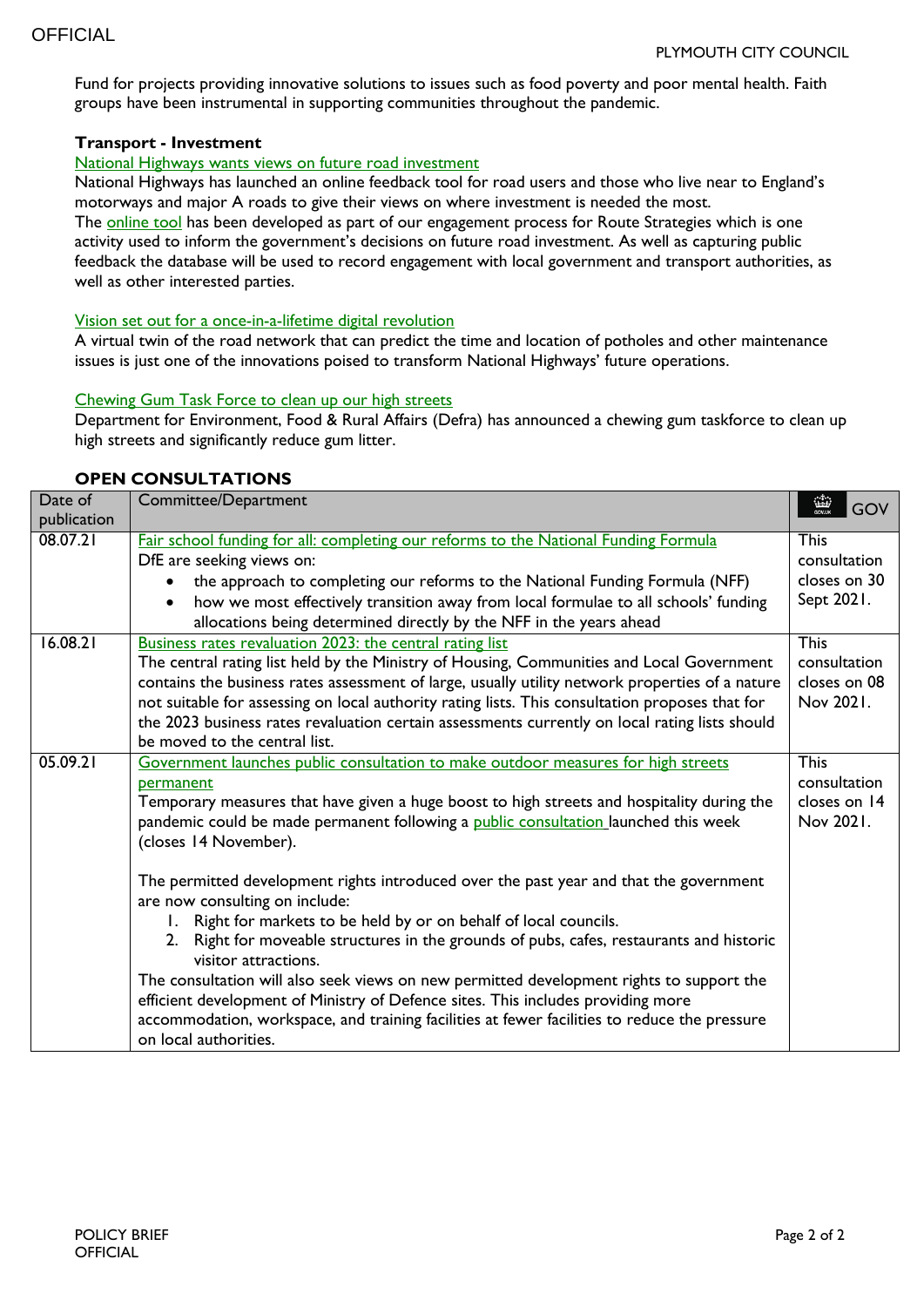Fund for projects providing innovative solutions to issues such as food poverty and poor mental health. Faith groups have been instrumental in supporting communities throughout the pandemic.

**Transport - Investment**

National Highways wants views on future road investment

National Highways has launched an online feedback tool for road users and those who live near to England's motorways and major A roads to give their views on where investment is needed the most.
The online tool has been developed as part of our engagement process for Route Strategies which is one activity used to inform the government's decisions on future road investment. As well as capturing public feedback the database will be used to record engagement with local government and transport authorities, as well as other interested parties.

Vision set out for a once-in-a-lifetime digital revolution

A virtual twin of the road network that can predict the time and location of potholes and other maintenance issues is just one of the innovations poised to transform National Highways' future operations.

Chewing Gum Task Force to clean up our high streets

Department for Environment, Food & Rural Affairs (Defra) has announced a chewing gum taskforce to clean up high streets and significantly reduce gum litter.

## OPEN CONSULTATIONS

| Date of publication | Committee/Department | GOV |
|---|---|---|
| 08.07.21 | Fair school funding for all: completing our reforms to the National Funding Formula<br>DfE are seeking views on:<br>• the approach to completing our reforms to the National Funding Formula (NFF)<br>• how we most effectively transition away from local formulae to all schools' funding allocations being determined directly by the NFF in the years ahead | This consultation closes on 30 Sept 2021. |
| 16.08.21 | Business rates revaluation 2023: the central rating list<br>The central rating list held by the Ministry of Housing, Communities and Local Government contains the business rates assessment of large, usually utility network properties of a nature not suitable for assessing on local authority rating lists. This consultation proposes that for the 2023 business rates revaluation certain assessments currently on local rating lists should be moved to the central list. | This consultation closes on 08 Nov 2021. |
| 05.09.21 | Government launches public consultation to make outdoor measures for high streets permanent<br>Temporary measures that have given a huge boost to high streets and hospitality during the pandemic could be made permanent following a public consultation launched this week (closes 14 November).<br><br>The permitted development rights introduced over the past year and that the government are now consulting on include:<br>1. Right for markets to be held by or on behalf of local councils.<br>2. Right for moveable structures in the grounds of pubs, cafes, restaurants and historic visitor attractions.<br>The consultation will also seek views on new permitted development rights to support the efficient development of Ministry of Defence sites. This includes providing more accommodation, workspace, and training facilities at fewer facilities to reduce the pressure on local authorities. | This consultation closes on 14 Nov 2021. |